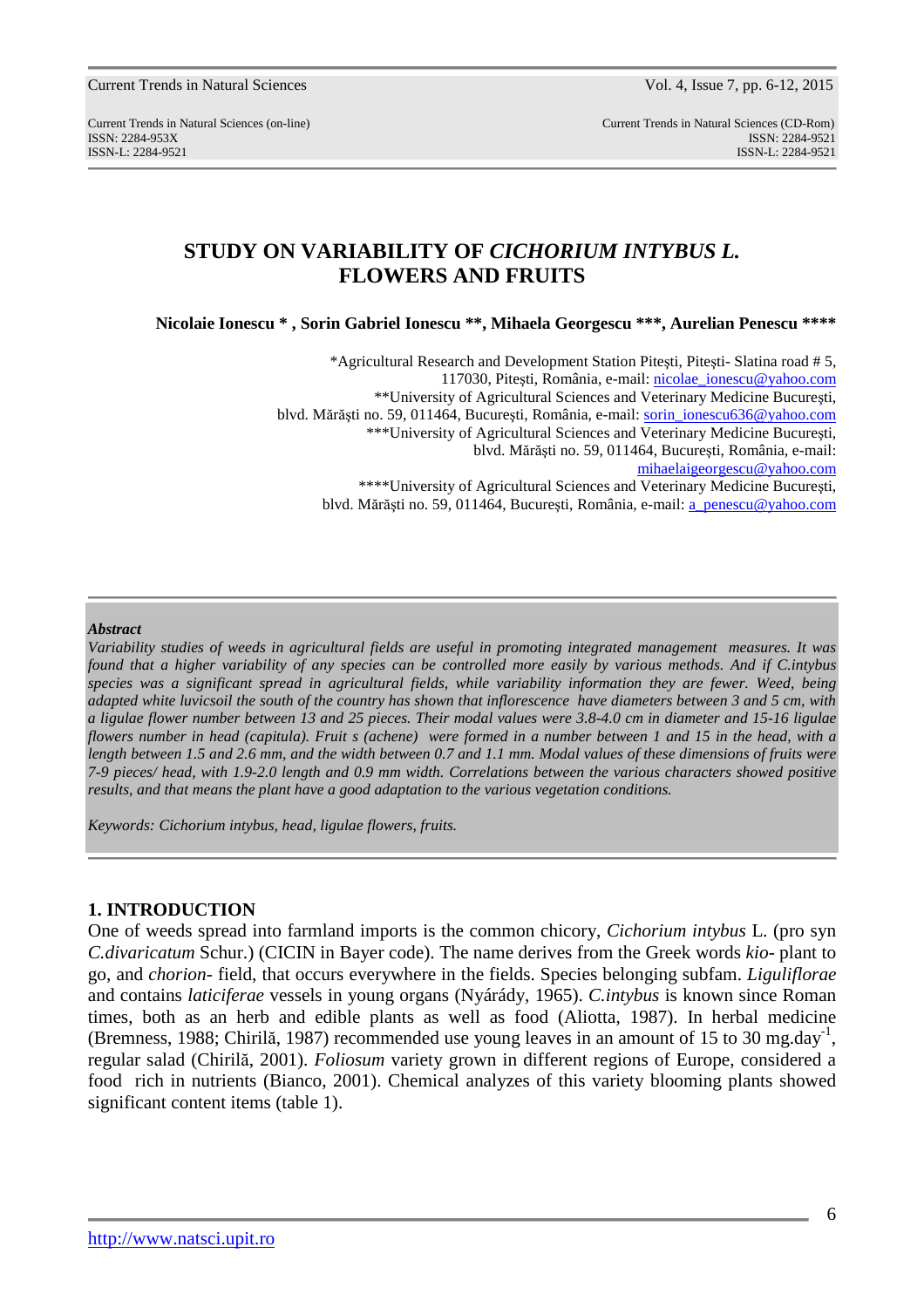# STUDY ON VARIABILITY OF *CICHORIUM INTYBUS L.* FLOWERS AND FRUITS

**Nicolaie Ionescu \* , Sorin Gabriel Ionescu \*\*, Mihaela Georgescu \*\*\*, Aurelian Penescu \*\*\*\***

\*Agricultural Research and Development Station Piteşti, Piteşti- Slatina road # 5, 117030, Piteşti, România, e-mail: nicolae_ionescu@yahoo.com
\*\*University of Agricultural Sciences and Veterinary Medicine Bucureşti, blvd. Mărăşti no. 59, 011464, Bucureşti, România, e-mail: sorin_ionescu636@yahoo.com
\*\*\*University of Agricultural Sciences and Veterinary Medicine Bucureşti, blvd. Mărăşti no. 59, 011464, Bucureşti, România, e-mail: mihaelaigeorgescu@yahoo.com
\*\*\*\*University of Agricultural Sciences and Veterinary Medicine Bucureşti, blvd. Mărăşti no. 59, 011464, Bucureşti, România, e-mail: a_penescu@yahoo.com

***Abstract***

*Variability studies of weeds in agricultural fields are useful in promoting integrated management measures. It was found that a higher variability of any species can be controlled more easily by various methods. And if C.intybus species was a significant spread in agricultural fields, while variability information they are fewer. Weed, being adapted white luvicsoil the south of the country has shown that inflorescence have diameters between 3 and 5 cm, with a ligulae flower number between 13 and 25 pieces. Their modal values were 3.8-4.0 cm in diameter and 15-16 ligulae flowers number in head (capitula). Fruit s (achene) were formed in a number between 1 and 15 in the head, with a length between 1.5 and 2.6 mm, and the width between 0.7 and 1.1 mm. Modal values of these dimensions of fruits were 7-9 pieces/ head, with 1.9-2.0 length and 0.9 mm width. Correlations between the various characters showed positive results, and that means the plant have a good adaptation to the various vegetation conditions.*

*Keywords: Cichorium intybus, head, ligulae flowers, fruits.*

## 1. INTRODUCTION

One of weeds spread into farmland imports is the common chicory, *Cichorium intybus* L. (pro syn *C.divaricatum* Schur.) (CICIN in Bayer code). The name derives from the Greek words *kio-* plant to go, and *chorion-* field, that occurs everywhere in the fields. Species belonging subfam. *Liguliflorae* and contains *laticiferae* vessels in young organs (Nyárády, 1965). *C.intybus* is known since Roman times, both as an herb and edible plants as well as food (Aliotta, 1987). In herbal medicine (Bremness, 1988; Chirilă, 1987) recommended use young leaves in an amount of 15 to 30 $mg.day^{-1}$, regular salad (Chirilă, 2001). *Foliosum* variety grown in different regions of Europe, considered a food rich in nutrients (Bianco, 2001). Chemical analyzes of this variety blooming plants showed significant content items (table 1).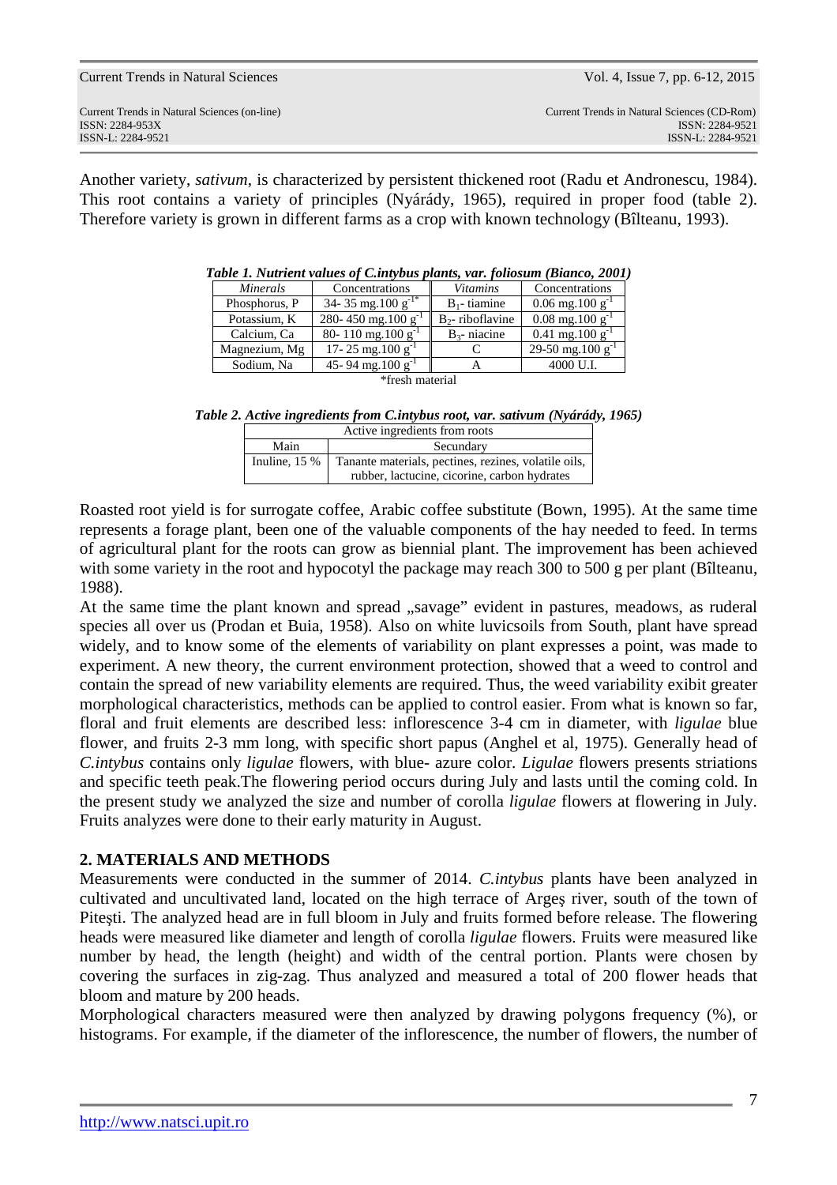Another variety, *sativum*, is characterized by persistent thickened root (Radu et Andronescu, 1984). This root contains a variety of principles (Nyárády, 1965), required in proper food (table 2). Therefore variety is grown in different farms as a crop with known technology (Bîlteanu, 1993).

***Table 1. Nutrient values of C.intybus plants, var. foliosum (Bianco, 2001)***

| *Minerals* | Concentrations | *Vitamins* | Concentrations |
|---|---|---|---|
| Phosphorus, P | 34- 35 mg.100 $g^{-1*}$ | $B_1$- tiamine | 0.06 mg.100 $g^{-1}$ |
| Potassium, K | 280- 450 mg.100 $g^{-1}$ | $B_2$- riboflavine | 0.08 mg.100 $g^{-1}$ |
| Calcium, Ca | 80- 110 mg.100 $g^{-1}$ | $B_3$- niacine | 0.41 mg.100 $g^{-1}$ |
| Magnezium, Mg | 17- 25 mg.100 $g^{-1}$ | C | 29-50 mg.100 $g^{-1}$ |
| Sodium, Na | 45- 94 mg.100 $g^{-1}$ | A | 4000 U.I. |

*fresh material

***Table 2. Active ingredients from C.intybus root, var. sativum (Nyárády, 1965)***

| Active ingredients from roots | |
|---|---|
| Main | Secundary |
| Inuline, 15 % | Tanante materials, pectines, rezines, volatile oils, rubber, lactucine, cicorine, carbon hydrates |

Roasted root yield is for surrogate coffee, Arabic coffee substitute (Bown, 1995). At the same time represents a forage plant, been one of the valuable components of the hay needed to feed. In terms of agricultural plant for the roots can grow as biennial plant. The improvement has been achieved with some variety in the root and hypocotyl the package may reach 300 to 500 g per plant (Bîlteanu, 1988).

At the same time the plant known and spread „savage" evident in pastures, meadows, as ruderal species all over us (Prodan et Buia, 1958). Also on white luvicsoils from South, plant have spread widely, and to know some of the elements of variability on plant expresses a point, was made to experiment. A new theory, the current environment protection, showed that a weed to control and contain the spread of new variability elements are required. Thus, the weed variability exibit greater morphological characteristics, methods can be applied to control easier. From what is known so far, floral and fruit elements are described less: inflorescence 3-4 cm in diameter, with *ligulae* blue flower, and fruits 2-3 mm long, with specific short papus (Anghel et al, 1975). Generally head of *C.intybus* contains only *ligulae* flowers, with blue- azure color. *Ligulae* flowers presents striations and specific teeth peak.The flowering period occurs during July and lasts until the coming cold. In the present study we analyzed the size and number of corolla *ligulae* flowers at flowering in July. Fruits analyzes were done to their early maturity in August.

## 2. MATERIALS AND METHODS

Measurements were conducted in the summer of 2014. *C.intybus* plants have been analyzed in cultivated and uncultivated land, located on the high terrace of Argeş river, south of the town of Piteşti. The analyzed head are in full bloom in July and fruits formed before release. The flowering heads were measured like diameter and length of corolla *ligulae* flowers. Fruits were measured like number by head, the length (height) and width of the central portion. Plants were chosen by covering the surfaces in zig-zag. Thus analyzed and measured a total of 200 flower heads that bloom and mature by 200 heads.

Morphological characters measured were then analyzed by drawing polygons frequency (%), or histograms. For example, if the diameter of the inflorescence, the number of flowers, the number of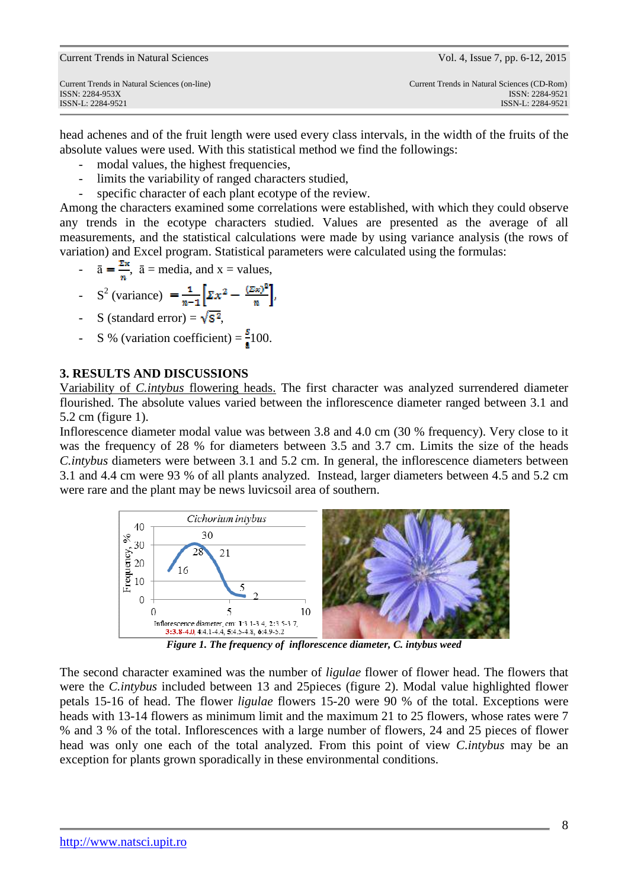head achenes and of the fruit length were used every class intervals, in the width of the fruits of the absolute values were used. With this statistical method we find the followings:

- modal values, the highest frequencies,
- limits the variability of ranged characters studied,
- specific character of each plant ecotype of the review.

Among the characters examined some correlations were established, with which they could observe any trends in the ecotype characters studied. Values are presented as the average of all measurements, and the statistical calculations were made by using variance analysis (the rows of variation) and Excel program. Statistical parameters were calculated using the formulas:

- $\bar{a} = \frac{\Sigma x}{n}$, ā = media, and x = values,
- $S^2$ (variance) $= \frac{1}{n-1}\left[\Sigma x^2 - \frac{(\Sigma x)^2}{n}\right]$,
- S (standard error) = $\sqrt{S^2}$,
- S % (variation coefficient) = $\frac{S}{\bar{a}}100$.

## 3. RESULTS AND DISCUSSIONS

Variability of *C.intybus* flowering heads. The first character was analyzed surrendered diameter flourished. The absolute values varied between the inflorescence diameter ranged between 3.1 and 5.2 cm (figure 1).

Inflorescence diameter modal value was between 3.8 and 4.0 cm (30 % frequency). Very close to it was the frequency of 28 % for diameters between 3.5 and 3.7 cm. Limits the size of the heads *C.intybus* diameters were between 3.1 and 5.2 cm. In general, the inflorescence diameters between 3.1 and 4.4 cm were 93 % of all plants analyzed. Instead, larger diameters between 4.5 and 5.2 cm were rare and the plant may be news luvicsoil area of southern.

**Figure 1. The frequency of inflorescence diameter, *C. intybus* weed**

The second character examined was the number of *ligulae* flower of flower head. The flowers that were the *C.intybus* included between 13 and 25pieces (figure 2). Modal value highlighted flower petals 15-16 of head. The flower *ligulae* flowers 15-20 were 90 % of the total. Exceptions were heads with 13-14 flowers as minimum limit and the maximum 21 to 25 flowers, whose rates were 7 % and 3 % of the total. Inflorescences with a large number of flowers, 24 and 25 pieces of flower head was only one each of the total analyzed. From this point of view *C.intybus* may be an exception for plants grown sporadically in these environmental conditions.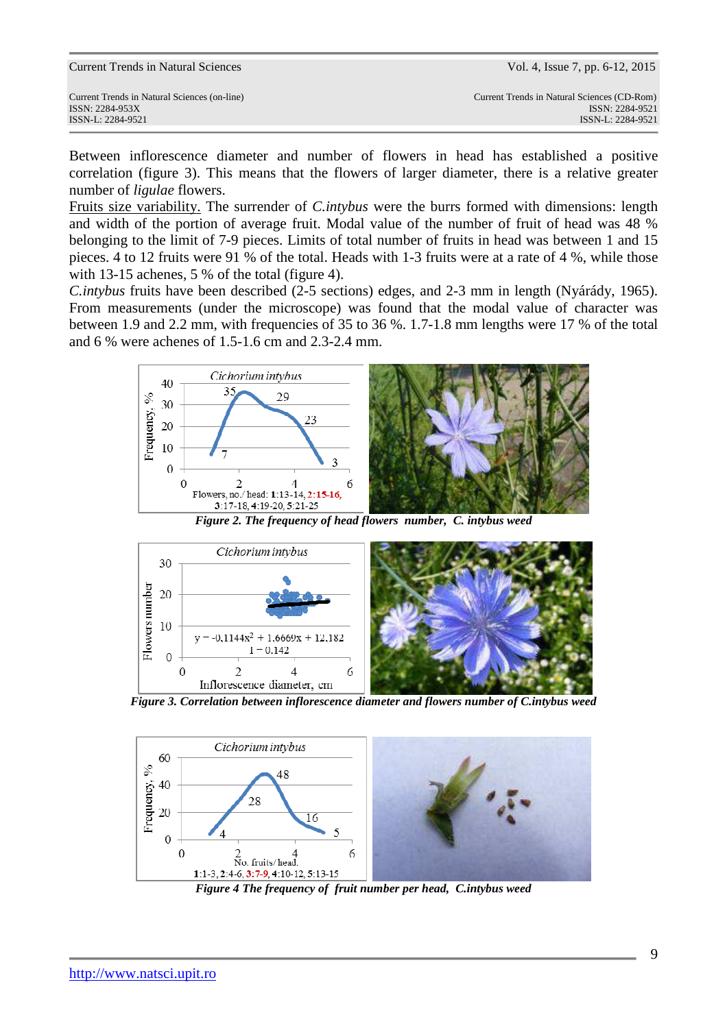Between inflorescence diameter and number of flowers in head has established a positive correlation (figure 3). This means that the flowers of larger diameter, there is a relative greater number of *ligulae* flowers.

Fruits size variability. The surrender of *C.intybus* were the burrs formed with dimensions: length and width of the portion of average fruit. Modal value of the number of fruit of head was 48 % belonging to the limit of 7-9 pieces. Limits of total number of fruits in head was between 1 and 15 pieces. 4 to 12 fruits were 91 % of the total. Heads with 1-3 fruits were at a rate of 4 %, while those with 13-15 achenes, 5 % of the total (figure 4).

*C.intybus* fruits have been described (2-5 sections) edges, and 2-3 mm in length (Nyárády, 1965). From measurements (under the microscope) was found that the modal value of character was between 1.9 and 2.2 mm, with frequencies of 35 to 36 %. 1.7-1.8 mm lengths were 17 % of the total and 6 % were achenes of 1.5-1.6 cm and 2.3-2.4 mm.

**Figure 2. The frequency of head flowers number, C. intybus weed**

**Figure 3. Correlation between inflorescence diameter and flowers number of C.intybus weed**

**Figure 4 The frequency of fruit number per head, C.intybus weed**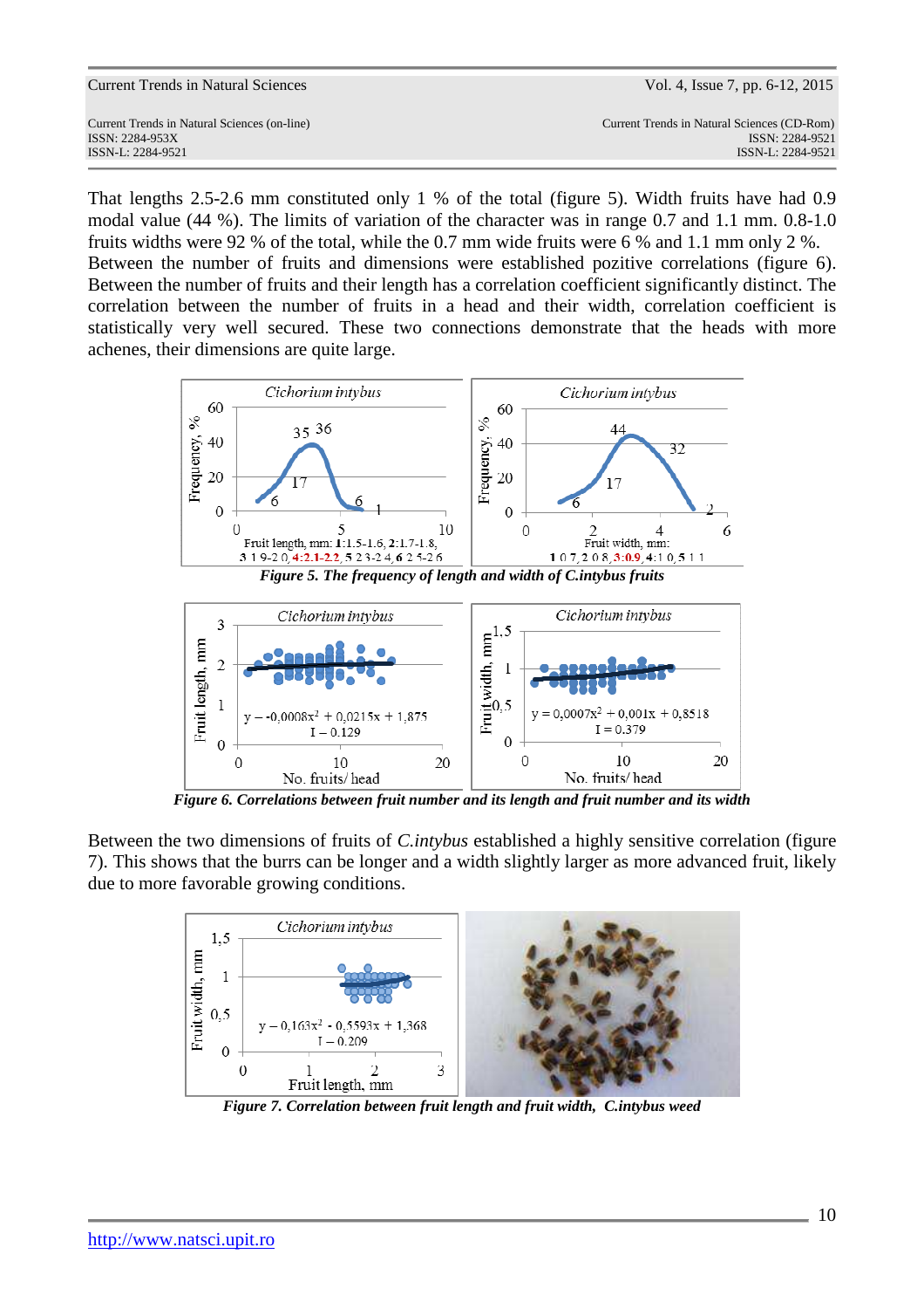That lengths 2.5-2.6 mm constituted only 1 % of the total (figure 5). Width fruits have had 0.9 modal value (44 %). The limits of variation of the character was in range 0.7 and 1.1 mm. 0.8-1.0 fruits widths were 92 % of the total, while the 0.7 mm wide fruits were 6 % and 1.1 mm only 2 %.
Between the number of fruits and dimensions were established pozitive correlations (figure 6). Between the number of fruits and their length has a correlation coefficient significantly distinct. The correlation between the number of fruits in a head and their width, correlation coefficient is statistically very well secured. These two connections demonstrate that the heads with more achenes, their dimensions are quite large.

***Figure 5. The frequency of length and width of C.intybus fruits***

***Figure 6. Correlations between fruit number and its length and fruit number and its width***

Between the two dimensions of fruits of *C.intybus* established a highly sensitive correlation (figure 7). This shows that the burrs can be longer and a width slightly larger as more advanced fruit, likely due to more favorable growing conditions.

***Figure 7. Correlation between fruit length and fruit width, C.intybus weed***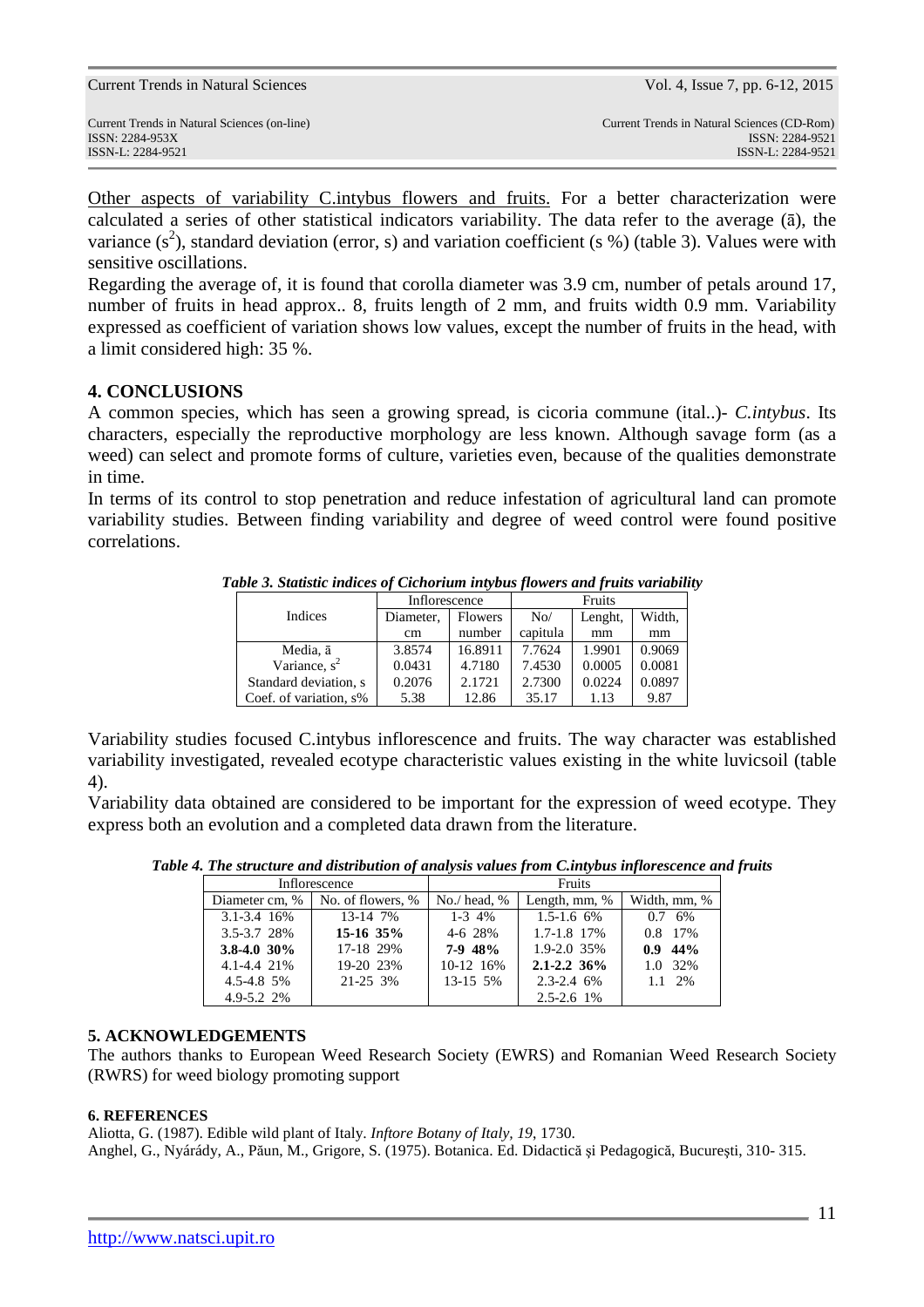Other aspects of variability C.intybus flowers and fruits. For a better characterization were calculated a series of other statistical indicators variability. The data refer to the average (ā), the variance ($s^2$), standard deviation (error, s) and variation coefficient (s %) (table 3). Values were with sensitive oscillations.

Regarding the average of, it is found that corolla diameter was 3.9 cm, number of petals around 17, number of fruits in head approx.. 8, fruits length of 2 mm, and fruits width 0.9 mm. Variability expressed as coefficient of variation shows low values, except the number of fruits in the head, with a limit considered high: 35 %.

## 4. CONCLUSIONS

A common species, which has seen a growing spread, is cicoria commune (ital..)- *C.intybus*. Its characters, especially the reproductive morphology are less known. Although savage form (as a weed) can select and promote forms of culture, varieties even, because of the qualities demonstrate in time.

In terms of its control to stop penetration and reduce infestation of agricultural land can promote variability studies. Between finding variability and degree of weed control were found positive correlations.

***Table 3. Statistic indices of Cichorium intybus flowers and fruits variability***

| Indices | Inflorescence | | Fruits | | |
|---|---|---|---|---|---|
| | Diameter, cm | Flowers number | No/ capitula | Lenght, mm | Width, mm |
| Media, ā | 3.8574 | 16.8911 | 7.7624 | 1.9901 | 0.9069 |
| Variance, $s^2$ | 0.0431 | 4.7180 | 7.4530 | 0.0005 | 0.0081 |
| Standard deviation, s | 0.2076 | 2.1721 | 2.7300 | 0.0224 | 0.0897 |
| Coef. of variation, s% | 5.38 | 12.86 | 35.17 | 1.13 | 9.87 |

Variability studies focused C.intybus inflorescence and fruits. The way character was established variability investigated, revealed ecotype characteristic values existing in the white luvicsoil (table 4).

Variability data obtained are considered to be important for the expression of weed ecotype. They express both an evolution and a completed data drawn from the literature.

***Table 4. The structure and distribution of analysis values from C.intybus inflorescence and fruits***

| Inflorescence | | Fruits | | |
|---|---|---|---|---|
| Diameter cm, % | No. of flowers, % | No./ head, % | Length, mm, % | Width, mm, % |
| 3.1-3.4 16% | 13-14 7% | 1-3 4% | 1.5-1.6 6% | 0.7 6% |
| 3.5-3.7 28% | **15-16 35%** | 4-6 28% | 1.7-1.8 17% | 0.8 17% |
| **3.8-4.0 30%** | 17-18 29% | **7-9 48%** | 1.9-2.0 35% | **0.9 44%** |
| 4.1-4.4 21% | 19-20 23% | 10-12 16% | **2.1-2.2 36%** | 1.0 32% |
| 4.5-4.8 5% | 21-25 3% | 13-15 5% | 2.3-2.4 6% | 1.1 2% |
| 4.9-5.2 2% | | | 2.5-2.6 1% | |

## 5. ACKNOWLEDGEMENTS

The authors thanks to European Weed Research Society (EWRS) and Romanian Weed Research Society (RWRS) for weed biology promoting support

## 6. REFERENCES

Aliotta, G. (1987). Edible wild plant of Italy. *Inftore Botany of Italy, 19*, 1730.

Anghel, G., Nyárády, A., Păun, M., Grigore, S. (1975). Botanica. Ed. Didactică și Pedagogică, București, 310- 315.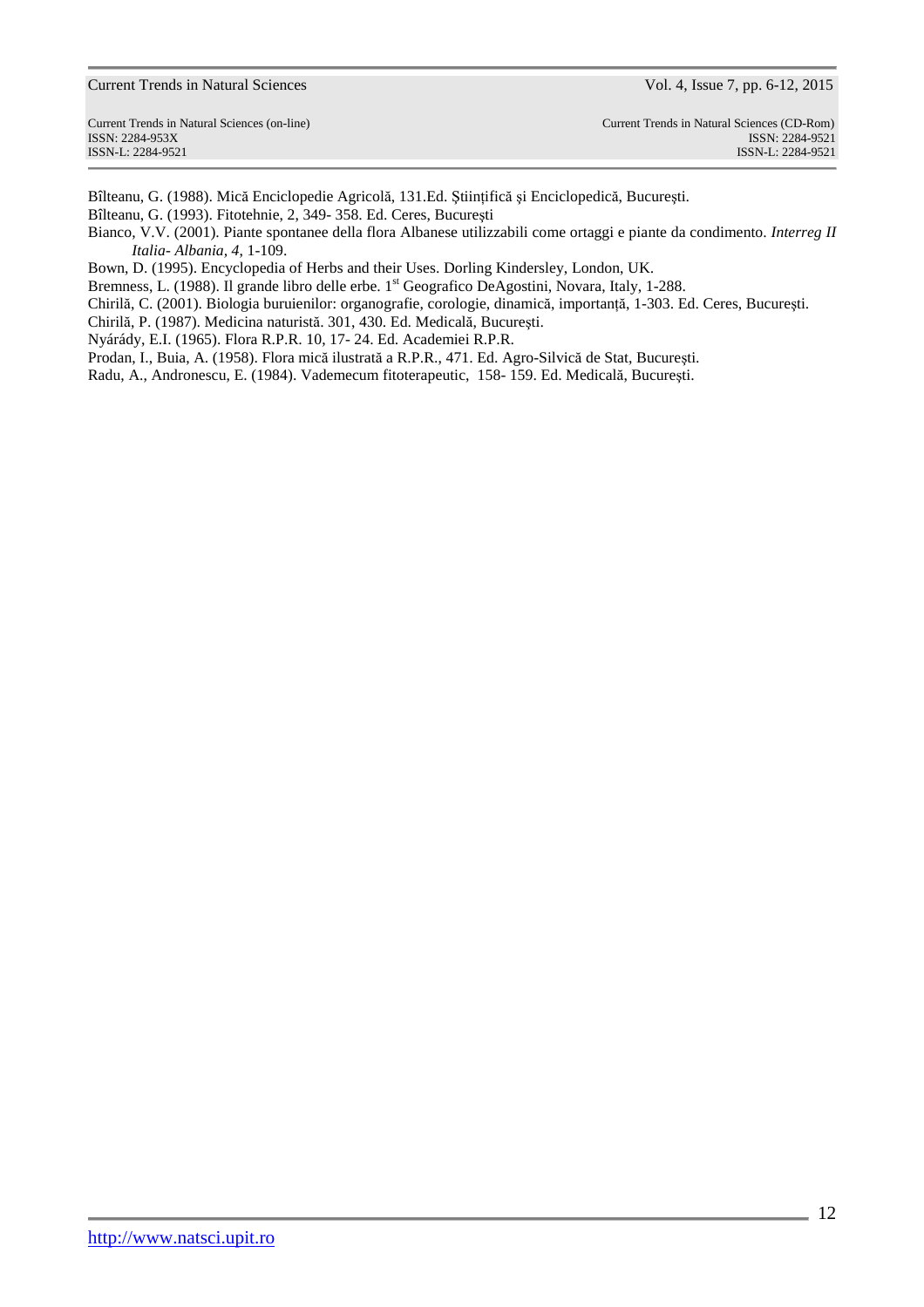Bîlteanu, G. (1988). Mică Enciclopedie Agricolă, 131.Ed. Științifică şi Enciclopedică, Bucureşti.

Bîlteanu, G. (1993). Fitotehnie, 2, 349- 358. Ed. Ceres, Bucureşti

Bianco, V.V. (2001). Piante spontanee della flora Albanese utilizzabili come ortaggi e piante da condimento. *Interreg II Italia- Albania, 4,* 1-109.

Bown, D. (1995). Encyclopedia of Herbs and their Uses. Dorling Kindersley, London, UK.

Bremness, L. (1988). Il grande libro delle erbe. 1st Geografico DeAgostini, Novara, Italy, 1-288.

Chirilă, C. (2001). Biologia buruienilor: organografie, corologie, dinamică, importanță, 1-303. Ed. Ceres, Bucureşti.

Chirilă, P. (1987). Medicina naturistă. 301, 430. Ed. Medicală, Bucureşti.

Nyárády, E.I. (1965). Flora R.P.R. 10, 17- 24. Ed. Academiei R.P.R.

Prodan, I., Buia, A. (1958). Flora mică ilustrată a R.P.R., 471. Ed. Agro-Silvică de Stat, Bucureşti.

Radu, A., Andronescu, E. (1984). Vademecum fitoterapeutic, 158- 159. Ed. Medicală, Bucureşti.